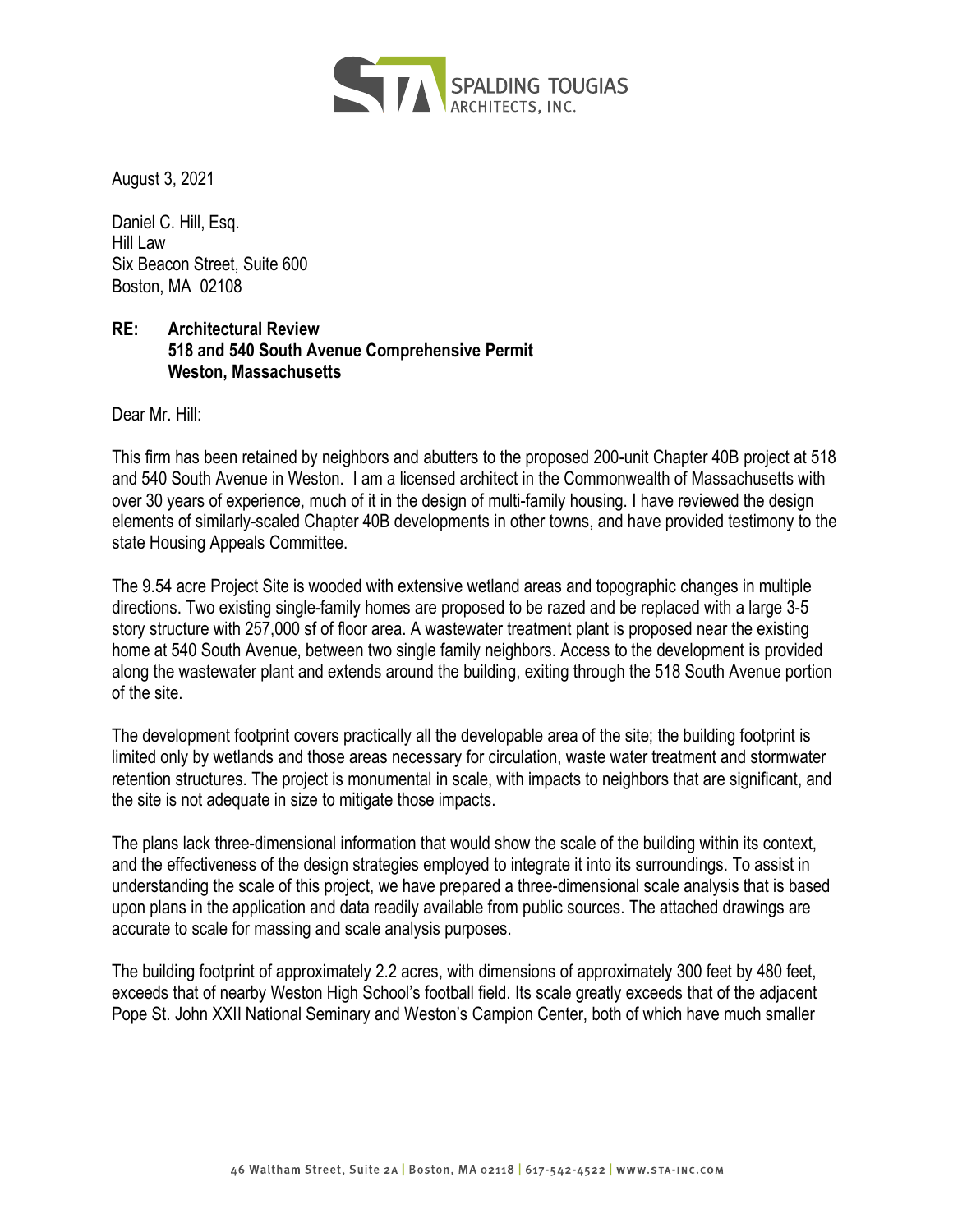SPALDING TOUGIAS ARCHITECTS, INC.

August 3, 2021

Daniel C. Hill, Esq.  
Hill Law  
Six Beacon Street, Suite 600  
Boston, MA 02108

**RE: Architectural Review**  
**518 and 540 South Avenue Comprehensive Permit**  
**Weston, Massachusetts**

Dear Mr. Hill:

This firm has been retained by neighbors and abutters to the proposed 200-unit Chapter 40B project at 518 and 540 South Avenue in Weston. I am a licensed architect in the Commonwealth of Massachusetts with over 30 years of experience, much of it in the design of multi-family housing. I have reviewed the design elements of similarly-scaled Chapter 40B developments in other towns, and have provided testimony to the state Housing Appeals Committee.

The 9.54 acre Project Site is wooded with extensive wetland areas and topographic changes in multiple directions. Two existing single-family homes are proposed to be razed and be replaced with a large 3-5 story structure with 257,000 sf of floor area. A wastewater treatment plant is proposed near the existing home at 540 South Avenue, between two single family neighbors. Access to the development is provided along the wastewater plant and extends around the building, exiting through the 518 South Avenue portion of the site.

The development footprint covers practically all the developable area of the site; the building footprint is limited only by wetlands and those areas necessary for circulation, waste water treatment and stormwater retention structures. The project is monumental in scale, with impacts to neighbors that are significant, and the site is not adequate in size to mitigate those impacts.

The plans lack three-dimensional information that would show the scale of the building within its context, and the effectiveness of the design strategies employed to integrate it into its surroundings. To assist in understanding the scale of this project, we have prepared a three-dimensional scale analysis that is based upon plans in the application and data readily available from public sources. The attached drawings are accurate to scale for massing and scale analysis purposes.

The building footprint of approximately 2.2 acres, with dimensions of approximately 300 feet by 480 feet, exceeds that of nearby Weston High School's football field. Its scale greatly exceeds that of the adjacent Pope St. John XXII National Seminary and Weston's Campion Center, both of which have much smaller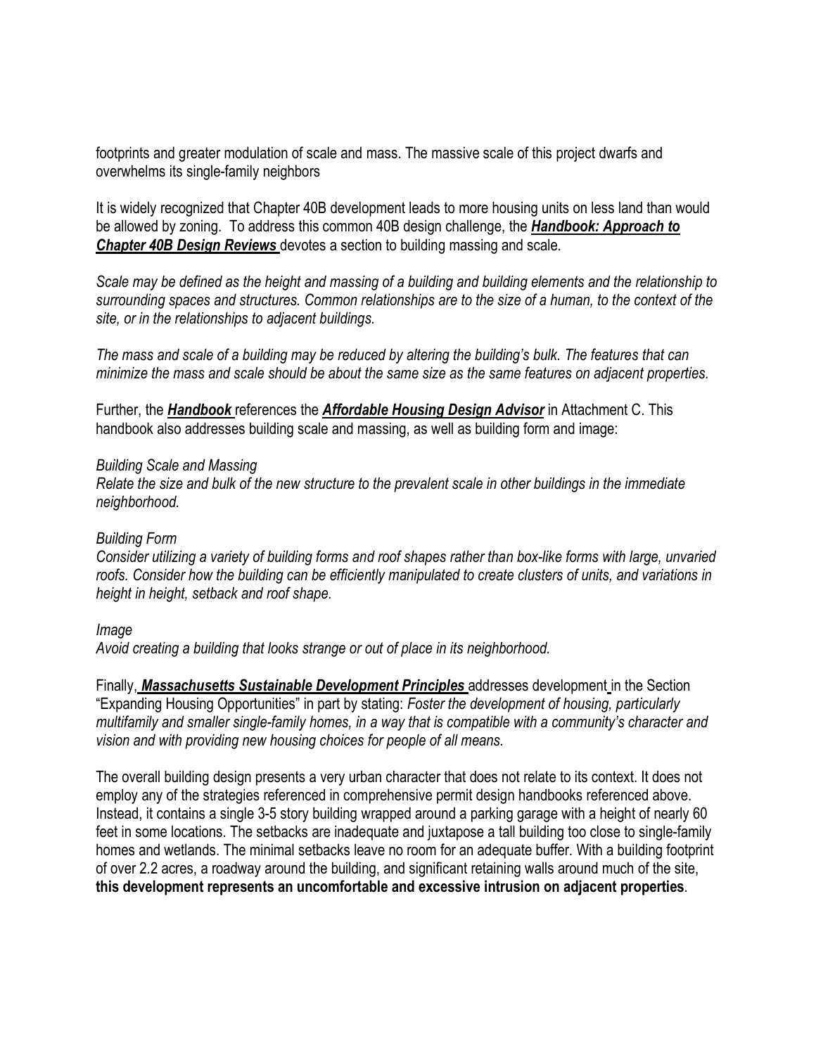footprints and greater modulation of scale and mass. The massive scale of this project dwarfs and overwhelms its single-family neighbors

It is widely recognized that Chapter 40B development leads to more housing units on less land than would be allowed by zoning. To address this common 40B design challenge, the ***Handbook: Approach to Chapter 40B Design Reviews*** devotes a section to building massing and scale.

*Scale may be defined as the height and massing of a building and building elements and the relationship to surrounding spaces and structures. Common relationships are to the size of a human, to the context of the site, or in the relationships to adjacent buildings.*

*The mass and scale of a building may be reduced by altering the building's bulk. The features that can minimize the mass and scale should be about the same size as the same features on adjacent properties.*

Further, the ***Handbook*** references the ***Affordable Housing Design Advisor*** in Attachment C. This handbook also addresses building scale and massing, as well as building form and image:

*Building Scale and Massing*
*Relate the size and bulk of the new structure to the prevalent scale in other buildings in the immediate neighborhood.*

*Building Form*
*Consider utilizing a variety of building forms and roof shapes rather than box-like forms with large, unvaried roofs. Consider how the building can be efficiently manipulated to create clusters of units, and variations in height in height, setback and roof shape.*

*Image*
*Avoid creating a building that looks strange or out of place in its neighborhood.*

Finally, ***Massachusetts Sustainable Development Principles*** addresses development in the Section "Expanding Housing Opportunities" in part by stating: *Foster the development of housing, particularly multifamily and smaller single-family homes, in a way that is compatible with a community's character and vision and with providing new housing choices for people of all means.*

The overall building design presents a very urban character that does not relate to its context. It does not employ any of the strategies referenced in comprehensive permit design handbooks referenced above. Instead, it contains a single 3-5 story building wrapped around a parking garage with a height of nearly 60 feet in some locations. The setbacks are inadequate and juxtapose a tall building too close to single-family homes and wetlands. The minimal setbacks leave no room for an adequate buffer. With a building footprint of over 2.2 acres, a roadway around the building, and significant retaining walls around much of the site, **this development represents an uncomfortable and excessive intrusion on adjacent properties**.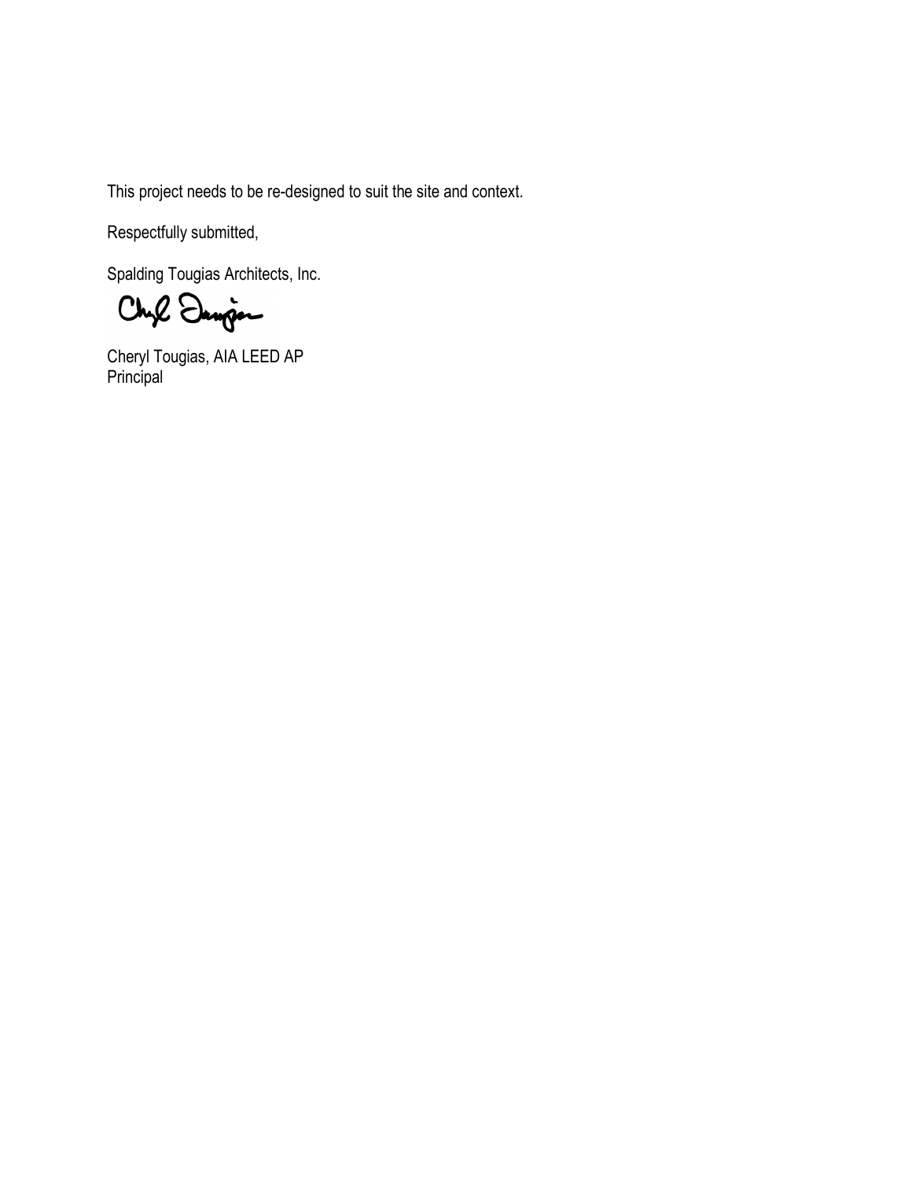This project needs to be re-designed to suit the site and context.

Respectfully submitted,

Spalding Tougias Architects, Inc.

Cheryl Tougias, AIA LEED AP
Principal